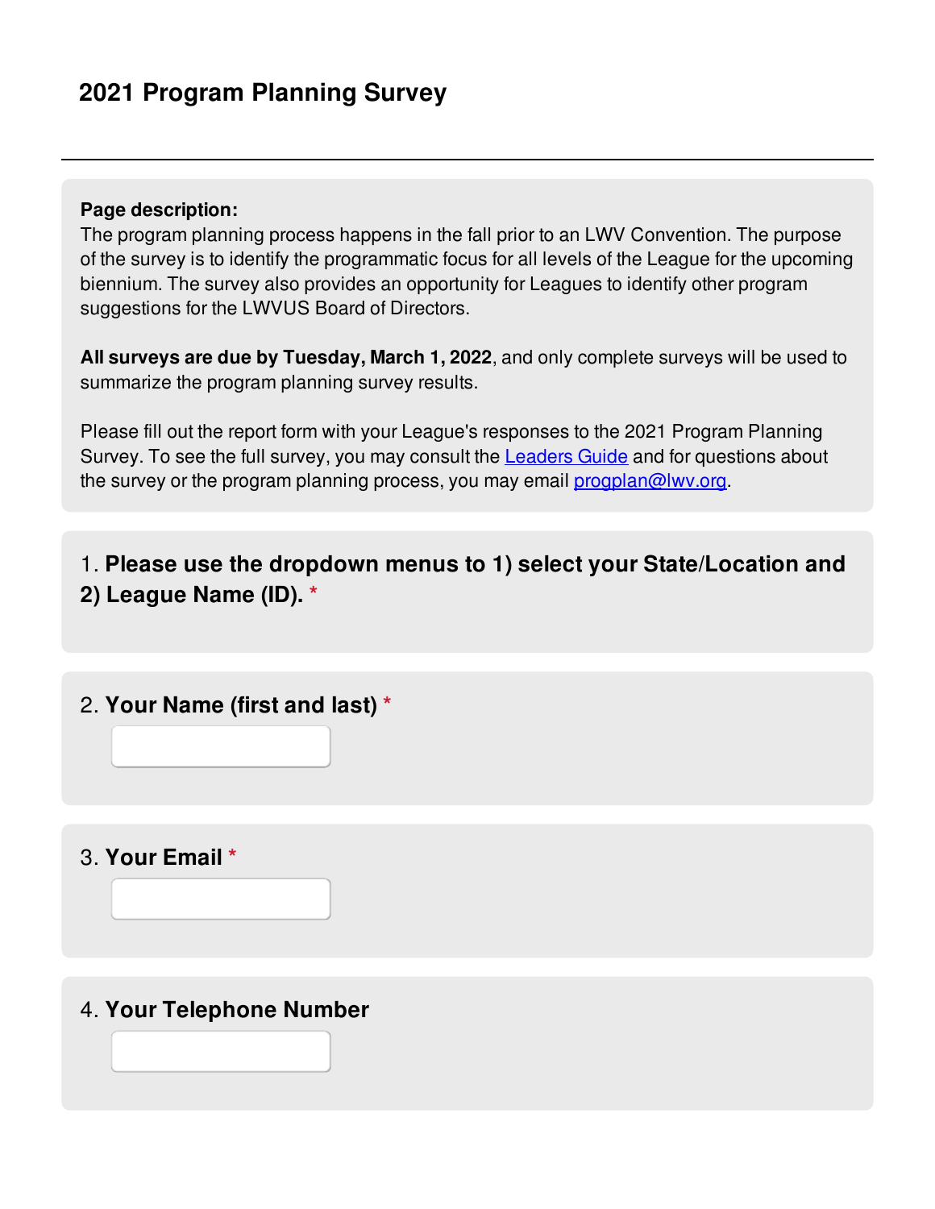# 2021 Program Planning Survey

---

**Page description:**
The program planning process happens in the fall prior to an LWV Convention. The purpose of the survey is to identify the programmatic focus for all levels of the League for the upcoming biennium. The survey also provides an opportunity for Leagues to identify other program suggestions for the LWVUS Board of Directors.

**All surveys are due by Tuesday, March 1, 2022**, and only complete surveys will be used to summarize the program planning survey results.

Please fill out the report form with your League's responses to the 2021 Program Planning Survey. To see the full survey, you may consult the [Leaders Guide](Leaders Guide) and for questions about the survey or the program planning process, you may email [progplan@lwv.org](mailto:progplan@lwv.org).

1. **Please use the dropdown menus to 1) select your State/Location and 2) League Name (ID).** *

2. **Your Name (first and last)** *

3. **Your Email** *

4. **Your Telephone Number**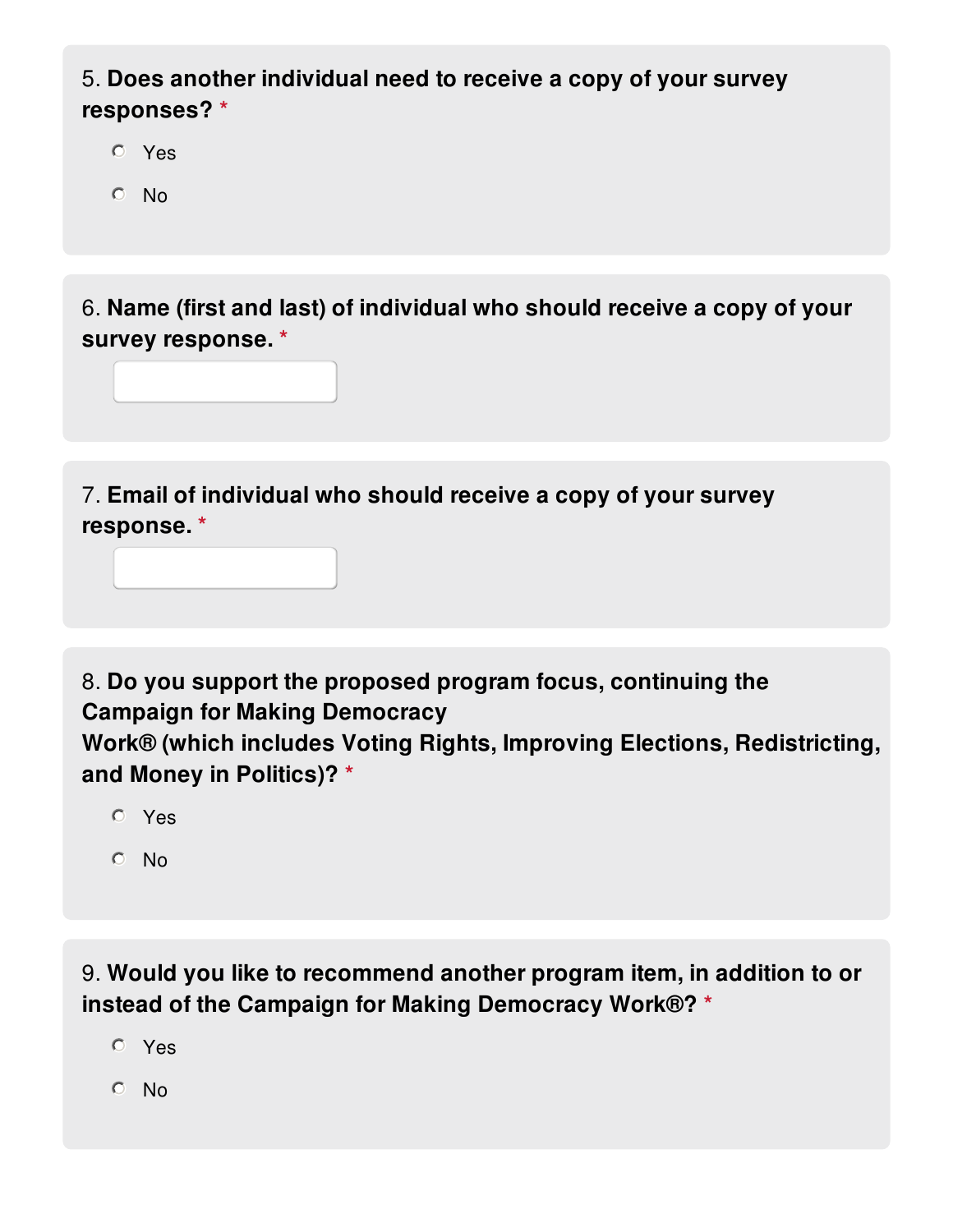5. **Does another individual need to receive a copy of your survey responses?** *

- Yes
- No

6. **Name (first and last) of individual who should receive a copy of your survey response.** *

7. **Email of individual who should receive a copy of your survey response.** *

8. **Do you support the proposed program focus, continuing the Campaign for Making Democracy Work® (which includes Voting Rights, Improving Elections, Redistricting, and Money in Politics)?** *

- Yes
- No

9. **Would you like to recommend another program item, in addition to or instead of the Campaign for Making Democracy Work®?** *

- Yes
- No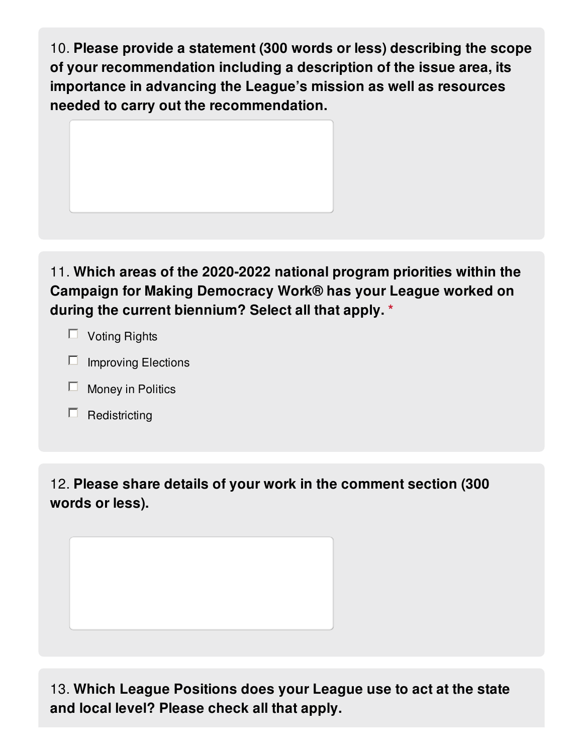10. **Please provide a statement (300 words or less) describing the scope of your recommendation including a description of the issue area, its importance in advancing the League's mission as well as resources needed to carry out the recommendation.**

11. **Which areas of the 2020-2022 national program priorities within the Campaign for Making Democracy Work® has your League worked on during the current biennium? Select all that apply.** *

- [ ] Voting Rights
- [ ] Improving Elections
- [ ] Money in Politics
- [ ] Redistricting

12. **Please share details of your work in the comment section (300 words or less).**

13. **Which League Positions does your League use to act at the state and local level? Please check all that apply.**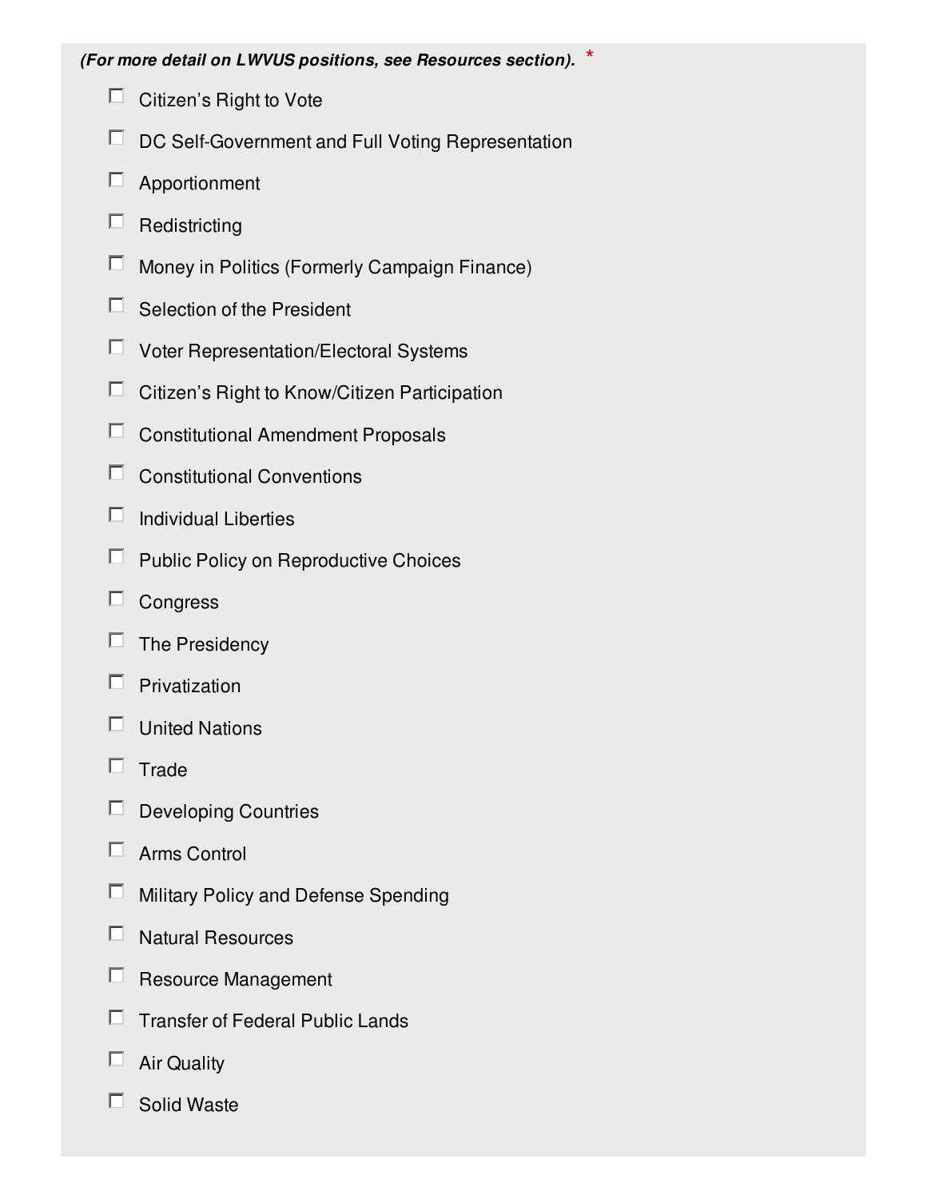***(For more detail on LWVUS positions, see Resources section).*** *

- [ ] Citizen’s Right to Vote
- [ ] DC Self-Government and Full Voting Representation
- [ ] Apportionment
- [ ] Redistricting
- [ ] Money in Politics (Formerly Campaign Finance)
- [ ] Selection of the President
- [ ] Voter Representation/Electoral Systems
- [ ] Citizen’s Right to Know/Citizen Participation
- [ ] Constitutional Amendment Proposals
- [ ] Constitutional Conventions
- [ ] Individual Liberties
- [ ] Public Policy on Reproductive Choices
- [ ] Congress
- [ ] The Presidency
- [ ] Privatization
- [ ] United Nations
- [ ] Trade
- [ ] Developing Countries
- [ ] Arms Control
- [ ] Military Policy and Defense Spending
- [ ] Natural Resources
- [ ] Resource Management
- [ ] Transfer of Federal Public Lands
- [ ] Air Quality
- [ ] Solid Waste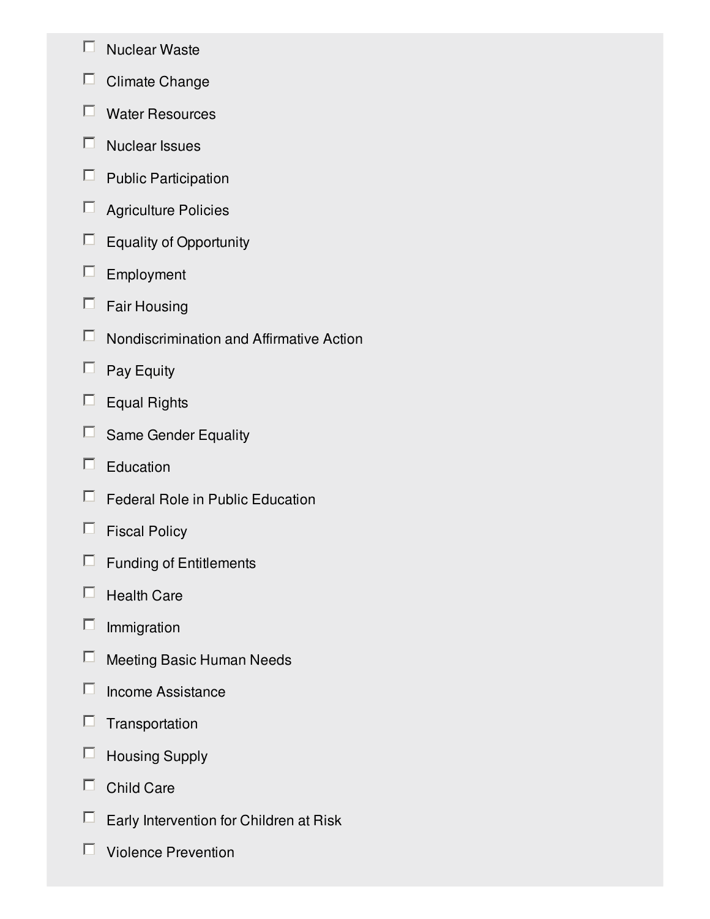- [ ] Nuclear Waste
- [ ] Climate Change
- [ ] Water Resources
- [ ] Nuclear Issues
- [ ] Public Participation
- [ ] Agriculture Policies
- [ ] Equality of Opportunity
- [ ] Employment
- [ ] Fair Housing
- [ ] Nondiscrimination and Affirmative Action
- [ ] Pay Equity
- [ ] Equal Rights
- [ ] Same Gender Equality
- [ ] Education
- [ ] Federal Role in Public Education
- [ ] Fiscal Policy
- [ ] Funding of Entitlements
- [ ] Health Care
- [ ] Immigration
- [ ] Meeting Basic Human Needs
- [ ] Income Assistance
- [ ] Transportation
- [ ] Housing Supply
- [ ] Child Care
- [ ] Early Intervention for Children at Risk
- [ ] Violence Prevention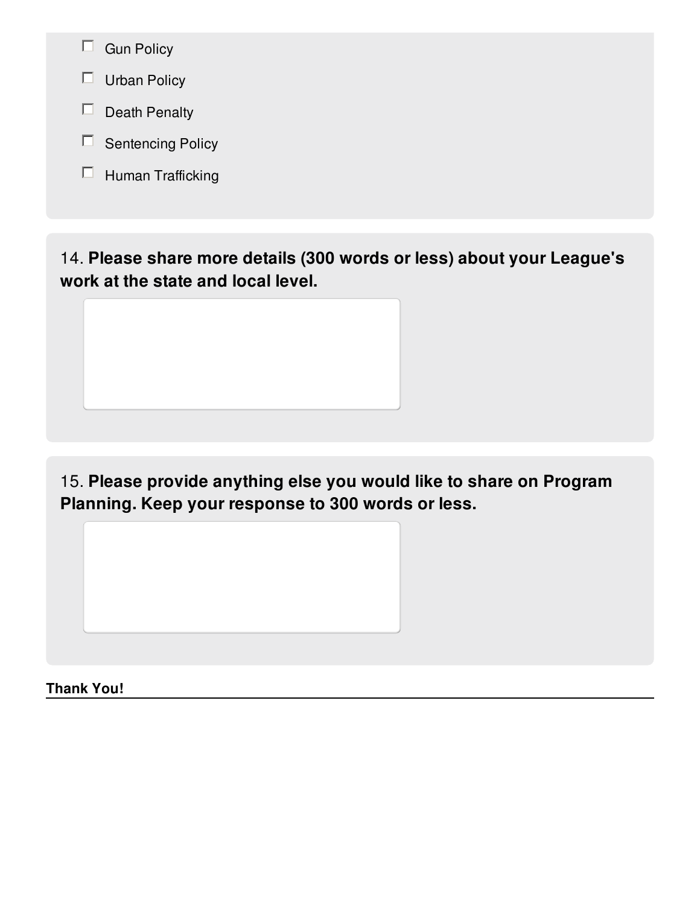- [ ] Gun Policy
- [ ] Urban Policy
- [ ] Death Penalty
- [ ] Sentencing Policy
- [ ] Human Trafficking

14. **Please share more details (300 words or less) about your League's work at the state and local level.**

15. **Please provide anything else you would like to share on Program Planning. Keep your response to 300 words or less.**

**Thank You!**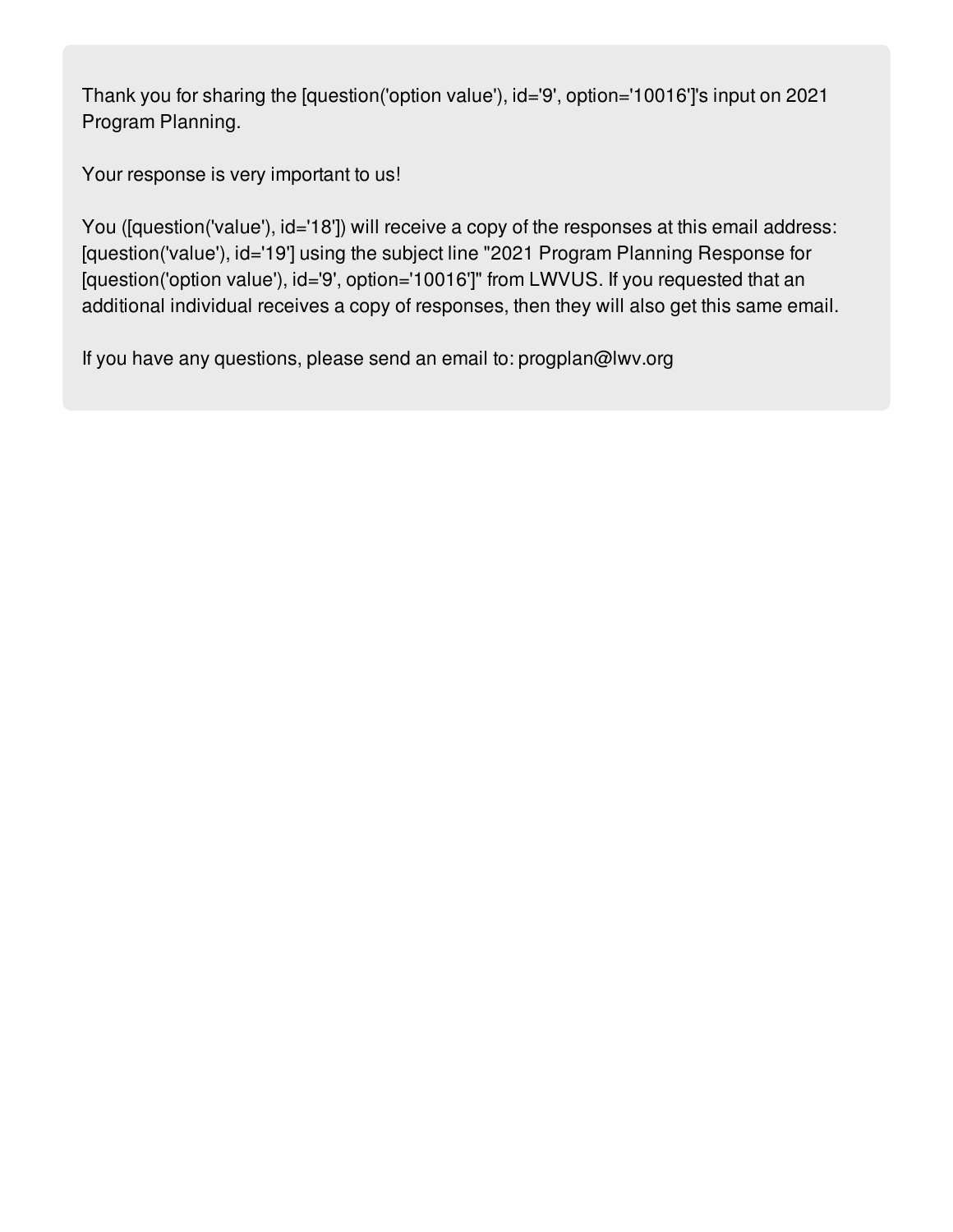Thank you for sharing the [question('option value'), id='9', option='10016']'s input on 2021 Program Planning.

Your response is very important to us!

You ([question('value'), id='18']) will receive a copy of the responses at this email address: [question('value'), id='19'] using the subject line "2021 Program Planning Response for [question('option value'), id='9', option='10016']" from LWVUS. If you requested that an additional individual receives a copy of responses, then they will also get this same email.

If you have any questions, please send an email to: progplan@lwv.org